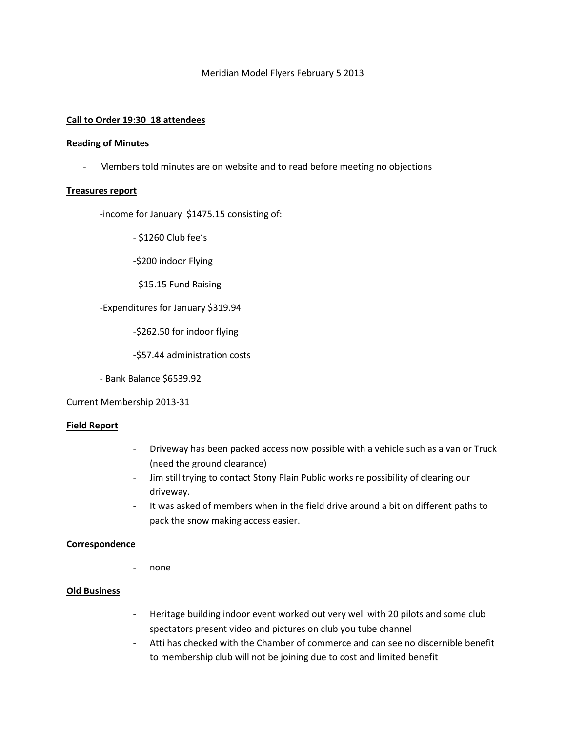Meridian Model Flyers February 5 2013

**Call to Order 19:30 18 attendees**

**Reading of Minutes**

- Members told minutes are on website and to read before meeting no objections

**Treasures report**

-income for January $1475.15 consisting of:

- $1260 Club fee's
- $200 indoor Flying
- $15.15 Fund Raising

-Expenditures for January $319.94

- $262.50 for indoor flying
- $57.44 administration costs

- Bank Balance $6539.92

Current Membership 2013-31

**Field Report**

- Driveway has been packed access now possible with a vehicle such as a van or Truck (need the ground clearance)
- Jim still trying to contact Stony Plain Public works re possibility of clearing our driveway.
- It was asked of members when in the field drive around a bit on different paths to pack the snow making access easier.

**Correspondence**

- none

**Old Business**

- Heritage building indoor event worked out very well with 20 pilots and some club spectators present video and pictures on club you tube channel
- Atti has checked with the Chamber of commerce and can see no discernible benefit to membership club will not be joining due to cost and limited benefit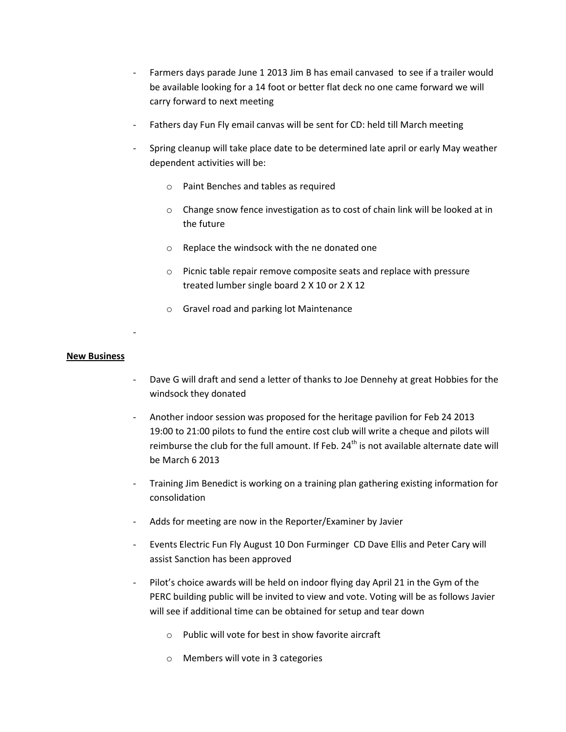- Farmers days parade June 1 2013 Jim B has email canvased to see if a trailer would be available looking for a 14 foot or better flat deck no one came forward we will carry forward to next meeting
- Fathers day Fun Fly email canvas will be sent for CD: held till March meeting
- Spring cleanup will take place date to be determined late april or early May weather dependent activities will be:
  - Paint Benches and tables as required
  - Change snow fence investigation as to cost of chain link will be looked at in the future
  - Replace the windsock with the ne donated one
  - Picnic table repair remove composite seats and replace with pressure treated lumber single board 2 X 10 or 2 X 12
  - Gravel road and parking lot Maintenance
-

**New Business**

- Dave G will draft and send a letter of thanks to Joe Dennehy at great Hobbies for the windsock they donated
- Another indoor session was proposed for the heritage pavilion for Feb 24 2013 19:00 to 21:00 pilots to fund the entire cost club will write a cheque and pilots will reimburse the club for the full amount. If Feb. 24th is not available alternate date will be March 6 2013
- Training Jim Benedict is working on a training plan gathering existing information for consolidation
- Adds for meeting are now in the Reporter/Examiner by Javier
- Events Electric Fun Fly August 10 Don Furminger CD Dave Ellis and Peter Cary will assist Sanction has been approved
- Pilot's choice awards will be held on indoor flying day April 21 in the Gym of the PERC building public will be invited to view and vote. Voting will be as follows Javier will see if additional time can be obtained for setup and tear down
  - Public will vote for best in show favorite aircraft
  - Members will vote in 3 categories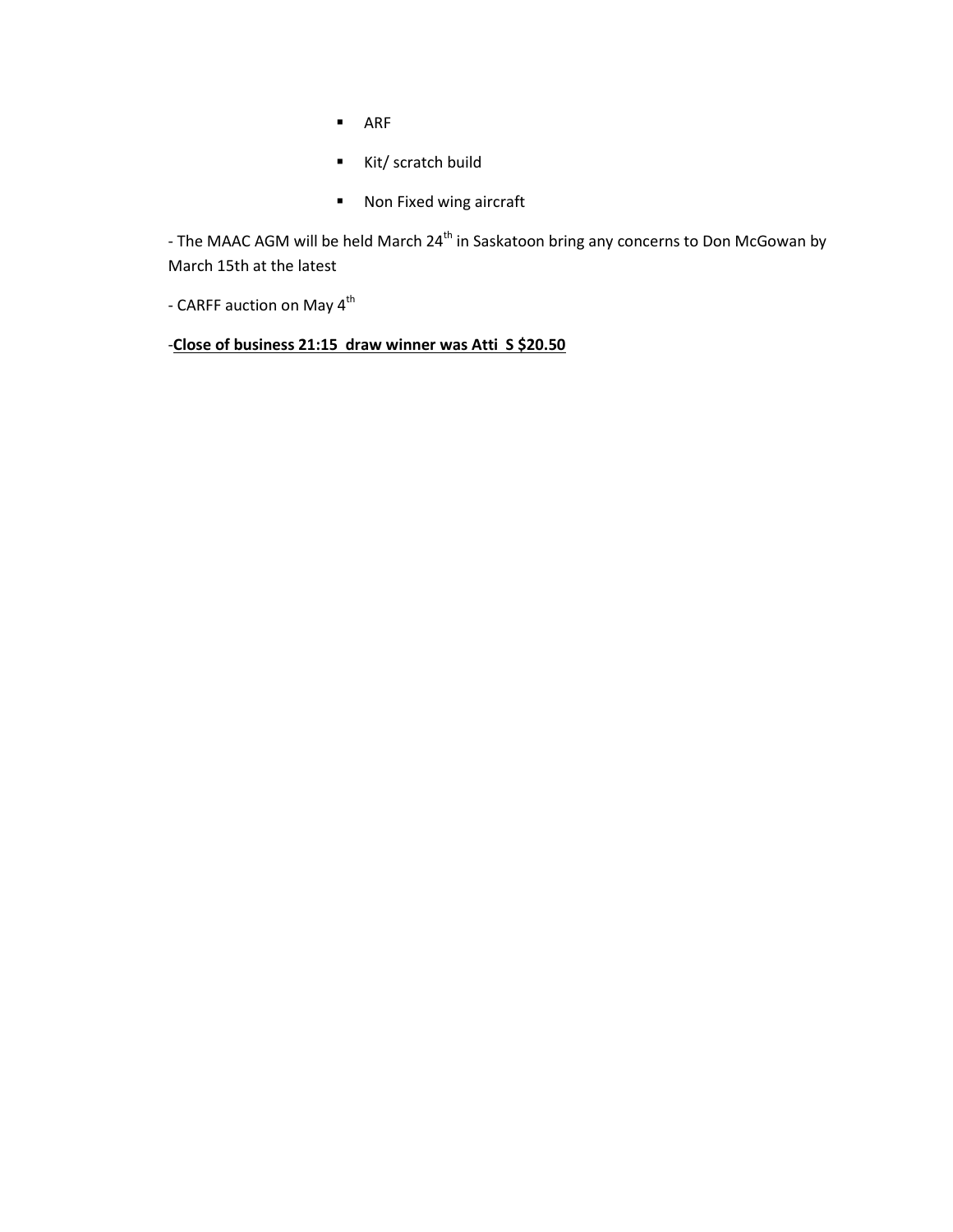- ARF
  - Kit/ scratch build
  - Non Fixed wing aircraft

- The MAAC AGM will be held March 24th in Saskatoon bring any concerns to Don McGowan by March 15th at the latest

- CARFF auction on May 4th

-**<u>Close of business 21:15  draw winner was Atti  S $20.50</u>**